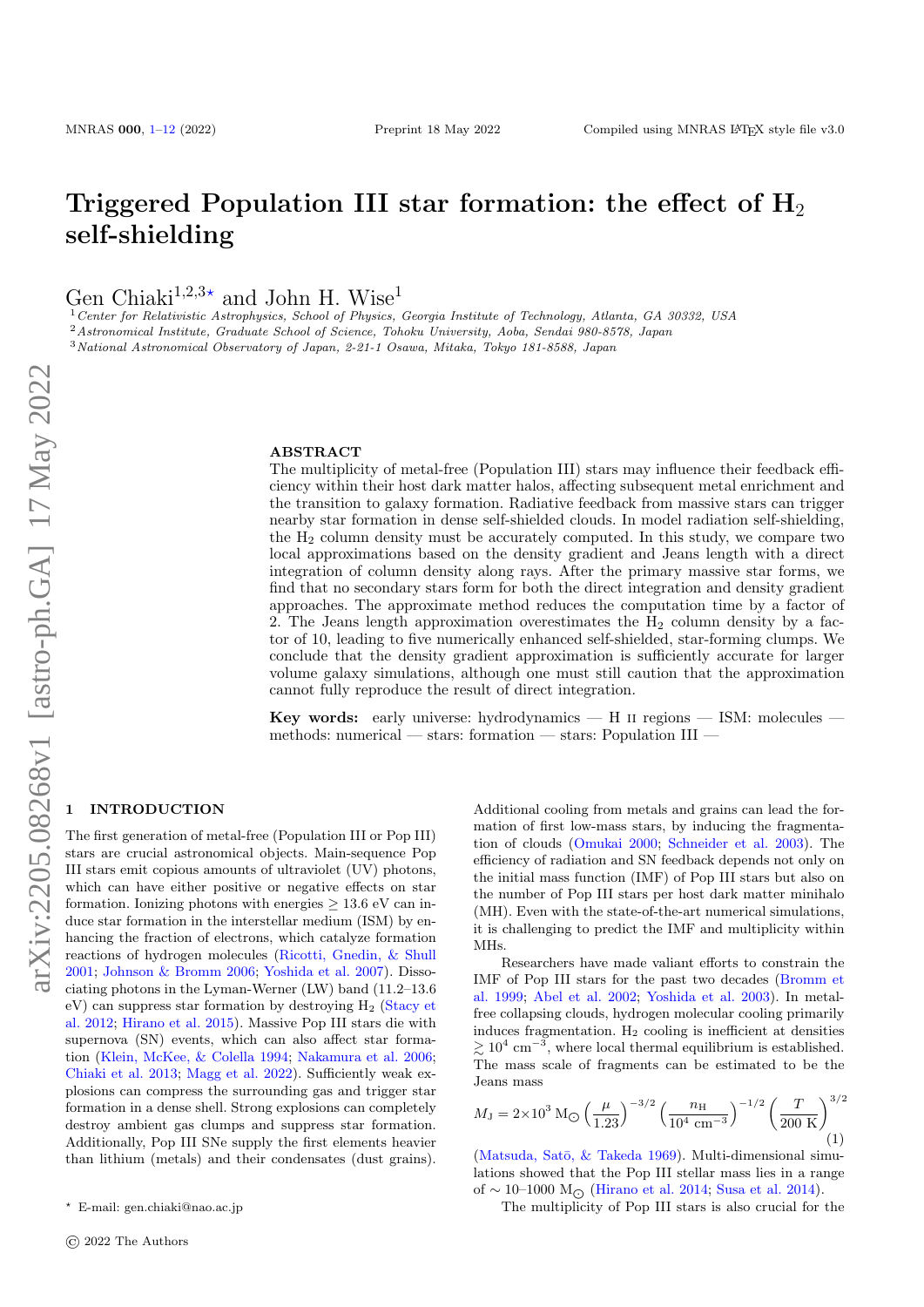# Triggered Population III star formation: the effect of $H_2$ self-shielding

Gen Chiaki[1,2,3⋆] and John H. Wise[1]

[1] *Center for Relativistic Astrophysics, School of Physics, Georgia Institute of Technology, Atlanta, GA 30332, USA*
[2] *Astronomical Institute, Graduate School of Science, Tohoku University, Aoba, Sendai 980-8578, Japan*
[3] *National Astronomical Observatory of Japan, 2-21-1 Osawa, Mitaka, Tokyo 181-8588, Japan*

## ABSTRACT

The multiplicity of metal-free (Population III) stars may influence their feedback efficiency within their host dark matter halos, affecting subsequent metal enrichment and the transition to galaxy formation. Radiative feedback from massive stars can trigger nearby star formation in dense self-shielded clouds. In model radiation self-shielding, the $H_2$ column density must be accurately computed. In this study, we compare two local approximations based on the density gradient and Jeans length with a direct integration of column density along rays. After the primary massive star forms, we find that no secondary stars form for both the direct integration and density gradient approaches. The approximate method reduces the computation time by a factor of 2. The Jeans length approximation overestimates the $H_2$ column density by a factor of 10, leading to five numerically enhanced self-shielded, star-forming clumps. We conclude that the density gradient approximation is sufficiently accurate for larger volume galaxy simulations, although one must still caution that the approximation cannot fully reproduce the result of direct integration.

**Key words:** early universe: hydrodynamics — H II regions — ISM: molecules — methods: numerical — stars: formation — stars: Population III —

## 1 INTRODUCTION

The first generation of metal-free (Population III or Pop III) stars are crucial astronomical objects. Main-sequence Pop III stars emit copious amounts of ultraviolet (UV) photons, which can have either positive or negative effects on star formation. Ionizing photons with energies $\geq 13.6$ eV can induce star formation in the interstellar medium (ISM) by enhancing the fraction of electrons, which catalyze formation reactions of hydrogen molecules (Ricotti, Gnedin, & Shull 2001; Johnson & Bromm 2006; Yoshida et al. 2007). Dissociating photons in the Lyman-Werner (LW) band (11.2–13.6 eV) can suppress star formation by destroying $H_2$ (Stacy et al. 2012; Hirano et al. 2015). Massive Pop III stars die with supernova (SN) events, which can also affect star formation (Klein, McKee, & Colella 1994; Nakamura et al. 2006; Chiaki et al. 2013; Magg et al. 2022). Sufficiently weak explosions can compress the surrounding gas and trigger star formation in a dense shell. Strong explosions can completely destroy ambient gas clumps and suppress star formation. Additionally, Pop III SNe supply the first elements heavier than lithium (metals) and their condensates (dust grains). Additional cooling from metals and grains can lead the formation of first low-mass stars, by inducing the fragmentation of clouds (Omukai 2000; Schneider et al. 2003). The efficiency of radiation and SN feedback depends not only on the initial mass function (IMF) of Pop III stars but also on the number of Pop III stars per host dark matter minihalo (MH). Even with the state-of-the-art numerical simulations, it is challenging to predict the IMF and multiplicity within MHs.

Researchers have made valiant efforts to constrain the IMF of Pop III stars for the past two decades (Bromm et al. 1999; Abel et al. 2002; Yoshida et al. 2003). In metal-free collapsing clouds, hydrogen molecular cooling primarily induces fragmentation. $H_2$ cooling is inefficient at densities $\gtrsim 10^4$ cm$^{-3}$, where local thermal equilibrium is established. The mass scale of fragments can be estimated to be the Jeans mass

$$M_{\rm J} = 2{\times}10^3 \, {\rm M_{\odot}} \left(\frac{\mu}{1.23}\right)^{-3/2} \left(\frac{n_{\rm H}}{10^4 \ {\rm cm^{-3}}}\right)^{-1/2} \left(\frac{T}{200 \ {\rm K}}\right)^{3/2} \quad (1)$$

(Matsuda, Satō, & Takeda 1969). Multi-dimensional simulations showed that the Pop III stellar mass lies in a range of $\sim 10$–$1000$ M$_{\odot}$ (Hirano et al. 2014; Susa et al. 2014).

The multiplicity of Pop III stars is also crucial for the

⋆ E-mail: gen.chiaki@nao.ac.jp

© 2022 The Authors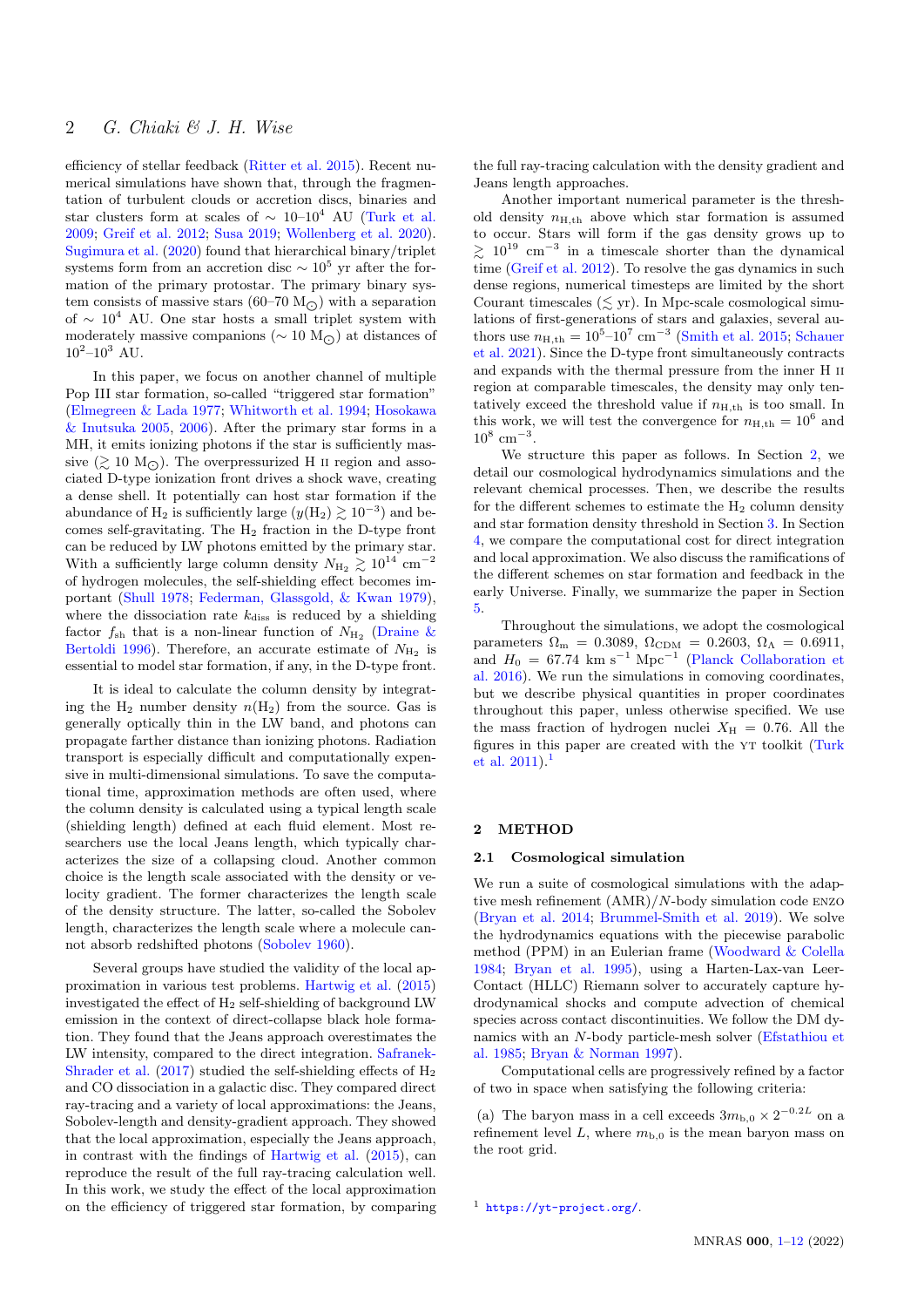efficiency of stellar feedback (Ritter et al. 2015). Recent numerical simulations have shown that, through the fragmentation of turbulent clouds or accretion discs, binaries and star clusters form at scales of $\sim 10$–$10^4$ AU (Turk et al. 2009; Greif et al. 2012; Susa 2019; Wollenberg et al. 2020). Sugimura et al. (2020) found that hierarchical binary/triplet systems form from an accretion disc $\sim 10^5$ yr after the formation of the primary protostar. The primary binary system consists of massive stars (60–70 $M_{\odot}$) with a separation of $\sim 10^4$ AU. One star hosts a small triplet system with moderately massive companions ($\sim 10$ $M_{\odot}$) at distances of $10^2$–$10^3$ AU.

In this paper, we focus on another channel of multiple Pop III star formation, so-called "triggered star formation" (Elmegreen & Lada 1977; Whitworth et al. 1994; Hosokawa & Inutsuka 2005, 2006). After the primary star forms in a MH, it emits ionizing photons if the star is sufficiently massive ($\gtrsim 10$ $M_{\odot}$). The overpressurized H II region and associated D-type ionization front drives a shock wave, creating a dense shell. It potentially can host star formation if the abundance of $H_2$ is sufficiently large ($y(H_2) \gtrsim 10^{-3}$) and becomes self-gravitating. The $H_2$ fraction in the D-type front can be reduced by LW photons emitted by the primary star. With a sufficiently large column density $N_{H_2} \gtrsim 10^{14}$ cm$^{-2}$ of hydrogen molecules, the self-shielding effect becomes important (Shull 1978; Federman, Glassgold, & Kwan 1979), where the dissociation rate $k_{\rm diss}$ is reduced by a shielding factor $f_{\rm sh}$ that is a non-linear function of $N_{H_2}$ (Draine & Bertoldi 1996). Therefore, an accurate estimate of $N_{H_2}$ is essential to model star formation, if any, in the D-type front.

It is ideal to calculate the column density by integrating the $H_2$ number density $n(H_2)$ from the source. Gas is generally optically thin in the LW band, and photons can propagate farther distance than ionizing photons. Radiation transport is especially difficult and computationally expensive in multi-dimensional simulations. To save the computational time, approximation methods are often used, where the column density is calculated using a typical length scale (shielding length) defined at each fluid element. Most researchers use the local Jeans length, which typically characterizes the size of a collapsing cloud. Another common choice is the length scale associated with the density or velocity gradient. The former characterizes the length scale of the density structure. The latter, so-called the Sobolev length, characterizes the length scale where a molecule cannot absorb redshifted photons (Sobolev 1960).

Several groups have studied the validity of the local approximation in various test problems. Hartwig et al. (2015) investigated the effect of $H_2$ self-shielding of background LW emission in the context of direct-collapse black hole formation. They found that the Jeans approach overestimates the LW intensity, compared to the direct integration. Safranek-Shrader et al. (2017) studied the self-shielding effects of $H_2$ and CO dissociation in a galactic disc. They compared direct ray-tracing and a variety of local approximations: the Jeans, Sobolev-length and density-gradient approach. They showed that the local approximation, especially the Jeans approach, in contrast with the findings of Hartwig et al. (2015), can reproduce the result of the full ray-tracing calculation well. In this work, we study the effect of the local approximation on the efficiency of triggered star formation, by comparing the full ray-tracing calculation with the density gradient and Jeans length approaches.

Another important numerical parameter is the threshold density $n_{\rm H,th}$ above which star formation is assumed to occur. Stars will form if the gas density grows up to $\gtrsim 10^{19}$ cm$^{-3}$ in a timescale shorter than the dynamical time (Greif et al. 2012). To resolve the gas dynamics in such dense regions, numerical timesteps are limited by the short Courant timescales ($\lesssim$ yr). In Mpc-scale cosmological simulations of first-generations of stars and galaxies, several authors use $n_{\rm H,th} = 10^5$–$10^7$ cm$^{-3}$ (Smith et al. 2015; Schauer et al. 2021). Since the D-type front simultaneously contracts and expands with the thermal pressure from the inner H II region at comparable timescales, the density may only tentatively exceed the threshold value if $n_{\rm H,th}$ is too small. In this work, we will test the convergence for $n_{\rm H,th} = 10^6$ and $10^8$ cm$^{-3}$.

We structure this paper as follows. In Section 2, we detail our cosmological hydrodynamics simulations and the relevant chemical processes. Then, we describe the results for the different schemes to estimate the $H_2$ column density and star formation density threshold in Section 3. In Section 4, we compare the computational cost for direct integration and local approximation. We also discuss the ramifications of the different schemes on star formation and feedback in the early Universe. Finally, we summarize the paper in Section 5.

Throughout the simulations, we adopt the cosmological parameters $\Omega_{\rm m} = 0.3089$, $\Omega_{\rm CDM} = 0.2603$, $\Omega_{\Lambda} = 0.6911$, and $H_0 = 67.74$ km s$^{-1}$ Mpc$^{-1}$ (Planck Collaboration et al. 2016). We run the simulations in comoving coordinates, but we describe physical quantities in proper coordinates throughout this paper, unless otherwise specified. We use the mass fraction of hydrogen nuclei $X_{\rm H} = 0.76$. All the figures in this paper are created with the YT toolkit (Turk et al. 2011).[1]

## 2 METHOD

### 2.1 Cosmological simulation

We run a suite of cosmological simulations with the adaptive mesh refinement (AMR)/$N$-body simulation code ENZO (Bryan et al. 2014; Brummel-Smith et al. 2019). We solve the hydrodynamics equations with the piecewise parabolic method (PPM) in an Eulerian frame (Woodward & Colella 1984; Bryan et al. 1995), using a Harten-Lax-van Leer-Contact (HLLC) Riemann solver to accurately capture hydrodynamical shocks and compute advection of chemical species across contact discontinuities. We follow the DM dynamics with an $N$-body particle-mesh solver (Efstathiou et al. 1985; Bryan & Norman 1997).

Computational cells are progressively refined by a factor of two in space when satisfying the following criteria:

(a) The baryon mass in a cell exceeds $3m_{\rm b,0} \times 2^{-0.2L}$ on a refinement level $L$, where $m_{\rm b,0}$ is the mean baryon mass on the root grid.

[1] https://yt-project.org/.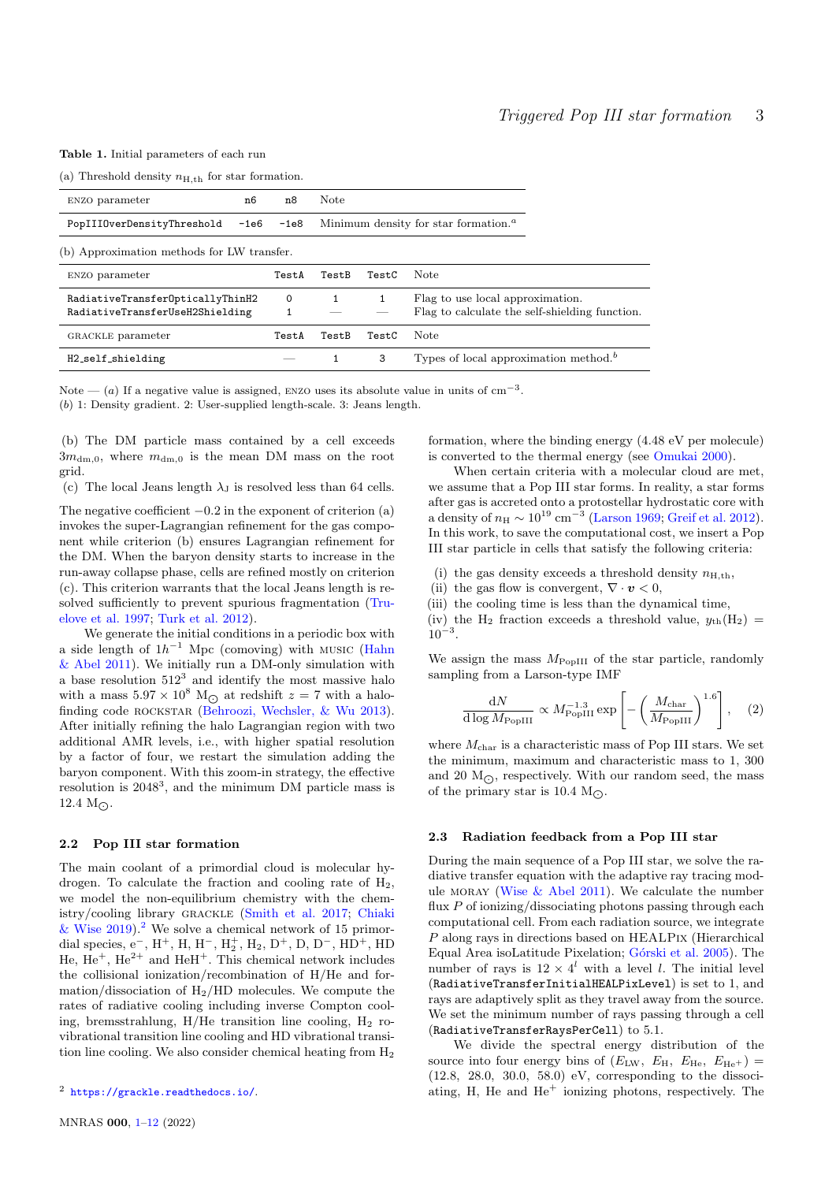**Table 1.** Initial parameters of each run

(a) Threshold density $n_{\rm H,th}$ for star formation.

| ENZO parameter | n6 | n8 | Note |
|---|---|---|---|
| `PopIIIOverDensityThreshold` | -1e6 | -1e8 | Minimum density for star formation.[a] |

(b) Approximation methods for LW transfer.

| ENZO parameter | TestA | TestB | TestC | Note |
|---|---|---|---|---|
| `RadiativeTransferOpticallyThinH2` | 0 | 1 | 1 | Flag to use local approximation. |
| `RadiativeTransferUseH2Shielding` | 1 | — | — | Flag to calculate the self-shielding function. |
| GRACKLE parameter | TestA | TestB | TestC | Note |
| `H2_self_shielding` | — | 1 | 3 | Types of local approximation method.[b] |

Note — (*a*) If a negative value is assigned, ENZO uses its absolute value in units of $\mathrm{cm}^{-3}$.
(*b*) 1: Density gradient. 2: User-supplied length-scale. 3: Jeans length.

(b) The DM particle mass contained by a cell exceeds $3m_{\rm dm,0}$, where $m_{\rm dm,0}$ is the mean DM mass on the root grid.
(c) The local Jeans length $\lambda_{\rm J}$ is resolved less than 64 cells.

The negative coefficient $-0.2$ in the exponent of criterion (a) invokes the super-Lagrangian refinement for the gas component while criterion (b) ensures Lagrangian refinement for the DM. When the baryon density starts to increase in the run-away collapse phase, cells are refined mostly on criterion (c). This criterion warrants that the local Jeans length is resolved sufficiently to prevent spurious fragmentation (Truelove et al. 1997; Turk et al. 2012).

We generate the initial conditions in a periodic box with a side length of $1h^{-1}$ Mpc (comoving) with MUSIC (Hahn & Abel 2011). We initially run a DM-only simulation with a base resolution $512^3$ and identify the most massive halo with a mass $5.97\times10^8$ $\mathrm{M}_\odot$ at redshift $z=7$ with a halo-finding code ROCKSTAR (Behroozi, Wechsler, & Wu 2013). After initially refining the halo Lagrangian region with two additional AMR levels, i.e., with higher spatial resolution by a factor of four, we restart the simulation adding the baryon component. With this zoom-in strategy, the effective resolution is $2048^3$, and the minimum DM particle mass is 12.4 $\mathrm{M}_\odot$.

### 2.2 Pop III star formation

The main coolant of a primordial cloud is molecular hydrogen. To calculate the fraction and cooling rate of $\mathrm{H_2}$, we model the non-equilibrium chemistry with the chemistry/cooling library GRACKLE (Smith et al. 2017; Chiaki & Wise 2019).[2] We solve a chemical network of 15 primordial species, $\mathrm{e^-}$, $\mathrm{H^+}$, H, $\mathrm{H^-}$, $\mathrm{H_2^+}$, $\mathrm{H_2}$, $\mathrm{D^+}$, D, $\mathrm{D^-}$, $\mathrm{HD^+}$, HD He, $\mathrm{He^+}$, $\mathrm{He^{2+}}$ and $\mathrm{HeH^+}$. This chemical network includes the collisional ionization/recombination of H/He and formation/dissociation of $\mathrm{H_2}$/HD molecules. We compute the rates of radiative cooling including inverse Compton cooling, bremsstrahlung, H/He transition line cooling, $\mathrm{H_2}$ rovibrational transition line cooling and HD vibrational transition line cooling. We also consider chemical heating from $\mathrm{H_2}$ formation, where the binding energy (4.48 eV per molecule) is converted to the thermal energy (see Omukai 2000).

When certain criteria with a molecular cloud are met, we assume that a Pop III star forms. In reality, a star forms after gas is accreted onto a protostellar hydrostatic core with a density of $n_{\rm H}\sim10^{19}$ $\mathrm{cm}^{-3}$ (Larson 1969; Greif et al. 2012). In this work, to save the computational cost, we insert a Pop III star particle in cells that satisfy the following criteria:

(i) the gas density exceeds a threshold density $n_{\rm H,th}$,
(ii) the gas flow is convergent, $\nabla\cdot\boldsymbol{v}<0$,
(iii) the cooling time is less than the dynamical time,
(iv) the $\mathrm{H_2}$ fraction exceeds a threshold value, $y_{\rm th}(\mathrm{H_2}) = 10^{-3}$.

We assign the mass $M_{\rm PopIII}$ of the star particle, randomly sampling from a Larson-type IMF

$$\frac{\mathrm{d}N}{\mathrm{d}\log M_{\rm PopIII}} \propto M_{\rm PopIII}^{-1.3}\exp\left[-\left(\frac{M_{\rm char}}{M_{\rm PopIII}}\right)^{1.6}\right], \quad (2)$$

where $M_{\rm char}$ is a characteristic mass of Pop III stars. We set the minimum, maximum and characteristic mass to 1, 300 and 20 $\mathrm{M}_\odot$, respectively. With our random seed, the mass of the primary star is 10.4 $\mathrm{M}_\odot$.

### 2.3 Radiation feedback from a Pop III star

During the main sequence of a Pop III star, we solve the radiative transfer equation with the adaptive ray tracing module MORAY (Wise & Abel 2011). We calculate the number flux $P$ of ionizing/dissociating photons passing through each computational cell. From each radiation source, we integrate $P$ along rays in directions based on HEALPIX (Hierarchical Equal Area isoLatitude Pixelation; Górski et al. 2005). The number of rays is $12\times4^l$ with a level $l$. The initial level (`RadiativeTransferInitialHEALPixLevel`) is set to 1, and rays are adaptively split as they travel away from the source. We set the minimum number of rays passing through a cell (`RadiativeTransferRaysPerCell`) to 5.1.

We divide the spectral energy distribution of the source into four energy bins of $(E_{\rm LW},\ E_{\rm H},\ E_{\rm He},\ E_{\rm He^+}) = (12.8,\ 28.0,\ 30.0,\ 58.0)$ eV, corresponding to the dissociating, H, He and $\mathrm{He^+}$ ionizing photons, respectively. The

[2] https://grackle.readthedocs.io/.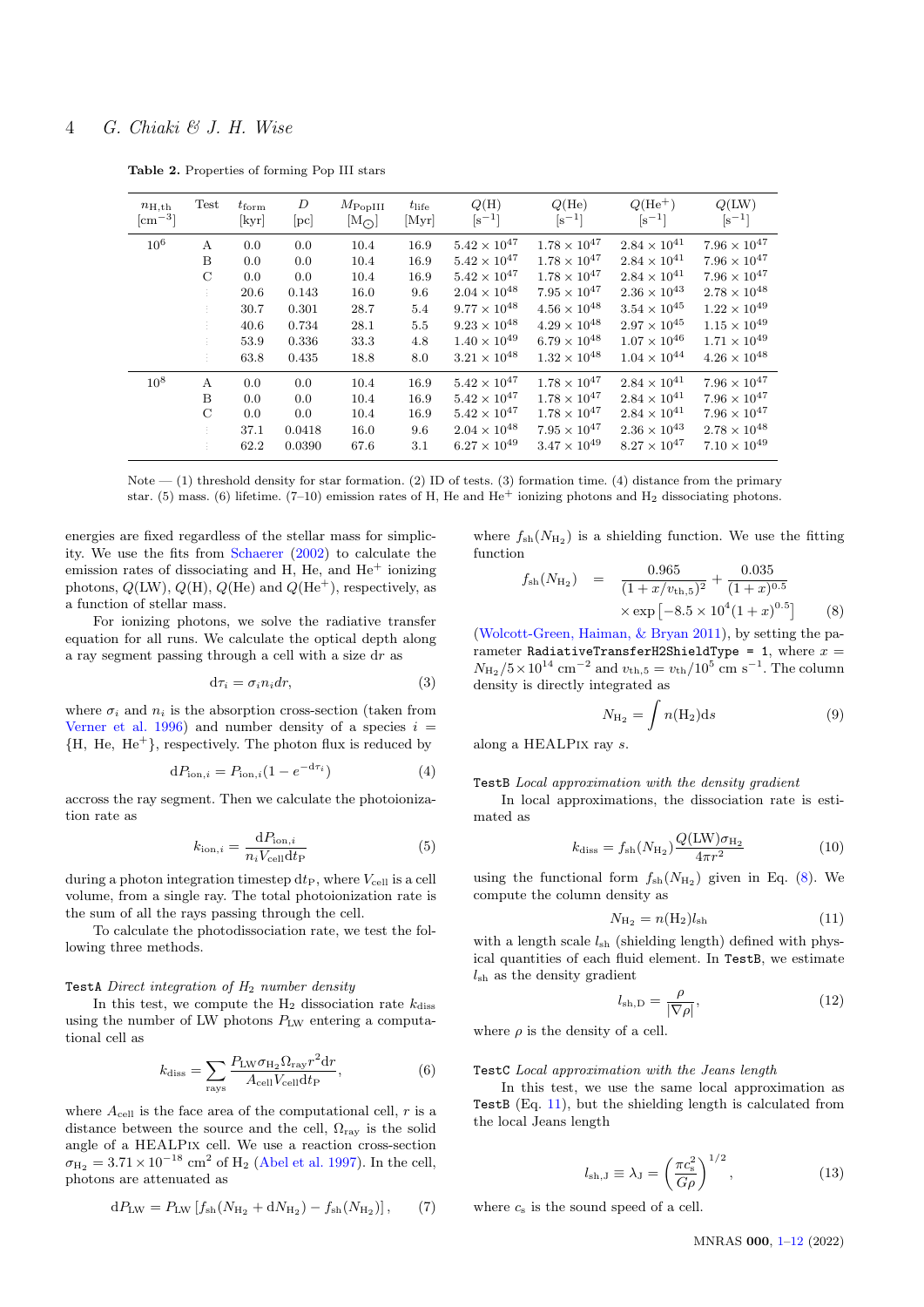**Table 2.** Properties of forming Pop III stars

| $n_{\rm H,th}$ [cm$^{-3}$] | Test | $t_{\rm form}$ [kyr] | $D$ [pc] | $M_{\rm PopIII}$ [M$_\odot$] | $t_{\rm life}$ [Myr] | $Q$(H) [s$^{-1}$] | $Q$(He) [s$^{-1}$] | $Q$(He$^+$) [s$^{-1}$] | $Q$(LW) [s$^{-1}$] |
|---|---|---|---|---|---|---|---|---|---|
| $10^6$ | A | 0.0 | 0.0 | 10.4 | 16.9 | $5.42 \times 10^{47}$ | $1.78 \times 10^{47}$ | $2.84 \times 10^{41}$ | $7.96 \times 10^{47}$ |
| | B | 0.0 | 0.0 | 10.4 | 16.9 | $5.42 \times 10^{47}$ | $1.78 \times 10^{47}$ | $2.84 \times 10^{41}$ | $7.96 \times 10^{47}$ |
| | C | 0.0 | 0.0 | 10.4 | 16.9 | $5.42 \times 10^{47}$ | $1.78 \times 10^{47}$ | $2.84 \times 10^{41}$ | $7.96 \times 10^{47}$ |
| | ⋮ | 20.6 | 0.143 | 16.0 | 9.6 | $2.04 \times 10^{48}$ | $7.95 \times 10^{47}$ | $2.36 \times 10^{43}$ | $2.78 \times 10^{48}$ |
| | ⋮ | 30.7 | 0.301 | 28.7 | 5.4 | $9.77 \times 10^{48}$ | $4.56 \times 10^{48}$ | $3.54 \times 10^{45}$ | $1.22 \times 10^{49}$ |
| | ⋮ | 40.6 | 0.734 | 28.1 | 5.5 | $9.23 \times 10^{48}$ | $4.29 \times 10^{48}$ | $2.97 \times 10^{45}$ | $1.15 \times 10^{49}$ |
| | ⋮ | 53.9 | 0.336 | 33.3 | 4.8 | $1.40 \times 10^{49}$ | $6.79 \times 10^{48}$ | $1.07 \times 10^{46}$ | $1.71 \times 10^{49}$ |
| | ⋮ | 63.8 | 0.435 | 18.8 | 8.0 | $3.21 \times 10^{48}$ | $1.32 \times 10^{48}$ | $1.04 \times 10^{44}$ | $4.26 \times 10^{48}$ |
| $10^8$ | A | 0.0 | 0.0 | 10.4 | 16.9 | $5.42 \times 10^{47}$ | $1.78 \times 10^{47}$ | $2.84 \times 10^{41}$ | $7.96 \times 10^{47}$ |
| | B | 0.0 | 0.0 | 10.4 | 16.9 | $5.42 \times 10^{47}$ | $1.78 \times 10^{47}$ | $2.84 \times 10^{41}$ | $7.96 \times 10^{47}$ |
| | C | 0.0 | 0.0 | 10.4 | 16.9 | $5.42 \times 10^{47}$ | $1.78 \times 10^{47}$ | $2.84 \times 10^{41}$ | $7.96 \times 10^{47}$ |
| | ⋮ | 37.1 | 0.0418 | 16.0 | 9.6 | $2.04 \times 10^{48}$ | $7.95 \times 10^{47}$ | $2.36 \times 10^{43}$ | $2.78 \times 10^{48}$ |
| | ⋮ | 62.2 | 0.0390 | 67.6 | 3.1 | $6.27 \times 10^{49}$ | $3.47 \times 10^{49}$ | $8.27 \times 10^{47}$ | $7.10 \times 10^{49}$ |

Note — (1) threshold density for star formation. (2) ID of tests. (3) formation time. (4) distance from the primary star. (5) mass. (6) lifetime. (7–10) emission rates of H, He and He$^+$ ionizing photons and H$_2$ dissociating photons.

energies are fixed regardless of the stellar mass for simplicity. We use the fits from Schaerer (2002) to calculate the emission rates of dissociating and H, He, and He$^+$ ionizing photons, $Q$(LW), $Q$(H), $Q$(He) and $Q$(He$^+$), respectively, as a function of stellar mass.

For ionizing photons, we solve the radiative transfer equation for all runs. We calculate the optical depth along a ray segment passing through a cell with a size d$r$ as

$$d\tau_i = \sigma_i n_i dr, \tag{3}$$

where $\sigma_i$ and $n_i$ is the absorption cross-section (taken from Verner et al. 1996) and number density of a species $i = \{\rm H,\ He,\ He^+\}$, respectively. The photon flux is reduced by

$$dP_{{\rm ion},i} = P_{{\rm ion},i}(1 - e^{-d\tau_i}) \tag{4}$$

accross the ray segment. Then we calculate the photoionization rate as

$$k_{{\rm ion},i} = \frac{dP_{{\rm ion},i}}{n_i V_{\rm cell} dt_{\rm P}} \tag{5}$$

during a photon integration timestep d$t_{\rm P}$, where $V_{\rm cell}$ is a cell volume, from a single ray. The total photoionization rate is the sum of all the rays passing through the cell.

To calculate the photodissociation rate, we test the following three methods.

`TestA` *Direct integration of $H_2$ number density*

In this test, we compute the H$_2$ dissociation rate $k_{\rm diss}$ using the number of LW photons $P_{\rm LW}$ entering a computational cell as

$$k_{\rm diss} = \sum_{\rm rays} \frac{P_{\rm LW}\sigma_{\rm H_2}\Omega_{\rm ray} r^2 dr}{A_{\rm cell} V_{\rm cell} dt_{\rm P}}, \tag{6}$$

where $A_{\rm cell}$ is the face area of the computational cell, $r$ is a distance between the source and the cell, $\Omega_{\rm ray}$ is the solid angle of a HEALPix cell. We use a reaction cross-section $\sigma_{\rm H_2} = 3.71 \times 10^{-18}$ cm$^2$ of H$_2$ (Abel et al. 1997). In the cell, photons are attenuated as

$$dP_{\rm LW} = P_{\rm LW}\left[f_{\rm sh}(N_{\rm H_2} + dN_{\rm H_2}) - f_{\rm sh}(N_{\rm H_2})\right], \tag{7}$$

where $f_{\rm sh}(N_{\rm H_2})$ is a shielding function. We use the fitting function

$$f_{\rm sh}(N_{\rm H_2}) = \frac{0.965}{(1+x/v_{\rm th,5})^2} + \frac{0.035}{(1+x)^{0.5}} \times \exp\left[-8.5\times10^4(1+x)^{0.5}\right] \tag{8}$$

(Wolcott-Green, Haiman, & Bryan 2011), by setting the parameter `RadiativeTransferH2ShieldType = 1`, where $x = N_{\rm H_2}/5\times10^{14}$ cm$^{-2}$ and $v_{\rm th,5} = v_{\rm th}/10^5$ cm s$^{-1}$. The column density is directly integrated as

$$N_{\rm H_2} = \int n({\rm H_2}) ds \tag{9}$$

along a HEALPix ray $s$.

`TestB` *Local approximation with the density gradient*

In local approximations, the dissociation rate is estimated as

$$k_{\rm diss} = f_{\rm sh}(N_{\rm H_2})\frac{Q({\rm LW})\sigma_{\rm H_2}}{4\pi r^2} \tag{10}$$

using the functional form $f_{\rm sh}(N_{\rm H_2})$ given in Eq. (8). We compute the column density as

$$N_{\rm H_2} = n({\rm H_2}) l_{\rm sh} \tag{11}$$

with a length scale $l_{\rm sh}$ (shielding length) defined with physical quantities of each fluid element. In `TestB`, we estimate $l_{\rm sh}$ as the density gradient

$$l_{\rm sh,D} = \frac{\rho}{|\nabla \rho|}, \tag{12}$$

where $\rho$ is the density of a cell.

`TestC` *Local approximation with the Jeans length*

In this test, we use the same local approximation as `TestB` (Eq. 11), but the shielding length is calculated from the local Jeans length

$$l_{\rm sh,J} \equiv \lambda_{\rm J} = \left(\frac{\pi c_{\rm s}^2}{G\rho}\right)^{1/2}, \tag{13}$$

where $c_{\rm s}$ is the sound speed of a cell.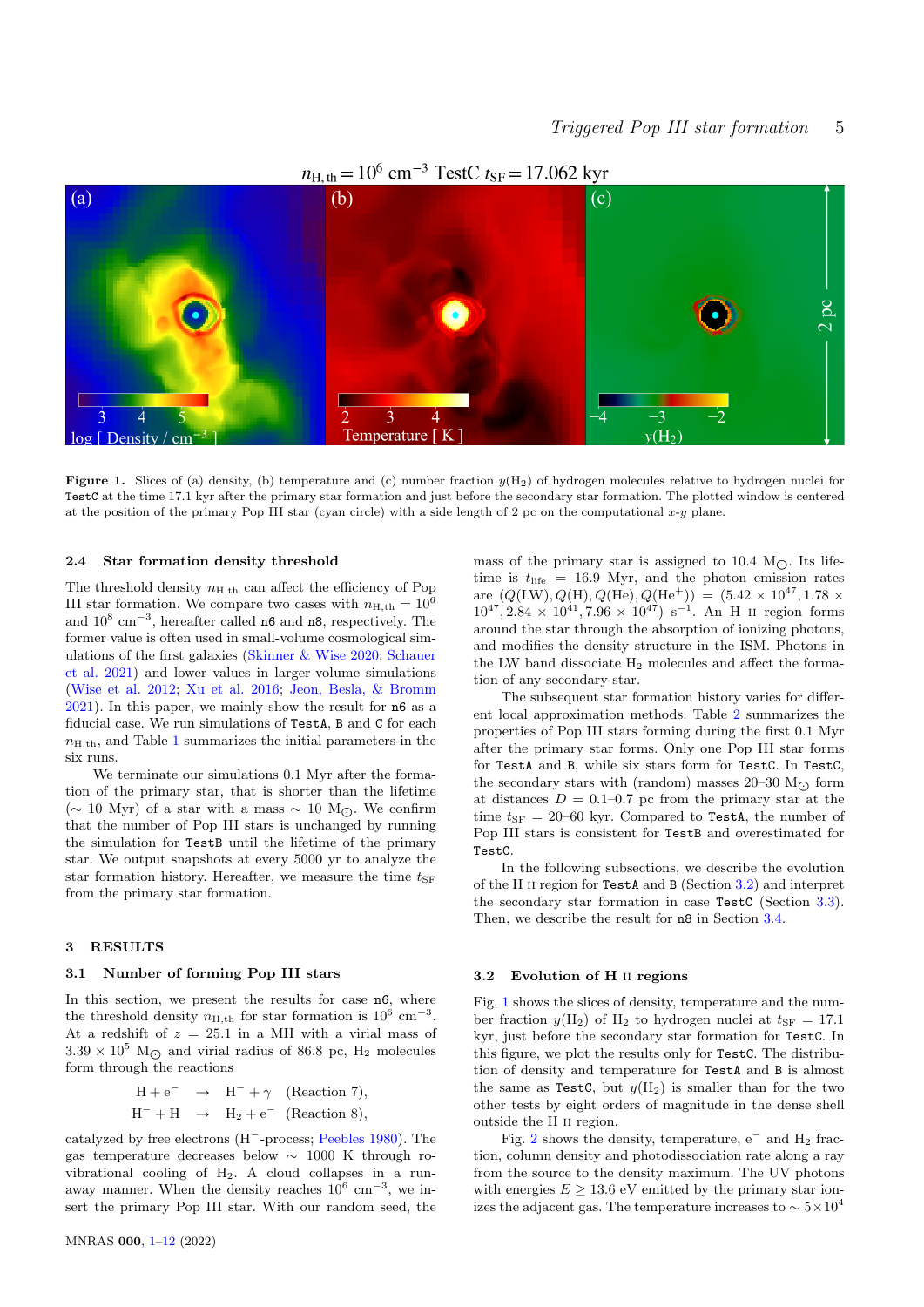Figure 1. Slices of (a) density, (b) temperature and (c) number fraction $y(H_2)$ of hydrogen molecules relative to hydrogen nuclei for TestC at the time 17.1 kyr after the primary star formation and just before the secondary star formation. The plotted window is centered at the position of the primary Pop III star (cyan circle) with a side length of 2 pc on the computational $x$-$y$ plane.

### 2.4 Star formation density threshold

The threshold density $n_{\rm H,th}$ can affect the efficiency of Pop III star formation. We compare two cases with $n_{\rm H,th} = 10^6$ and $10^8$ cm$^{-3}$, hereafter called n6 and n8, respectively. The former value is often used in small-volume cosmological simulations of the first galaxies (Skinner & Wise 2020; Schauer et al. 2021) and lower values in larger-volume simulations (Wise et al. 2012; Xu et al. 2016; Jeon, Besla, & Bromm 2021). In this paper, we mainly show the result for n6 as a fiducial case. We run simulations of TestA, B and C for each $n_{\rm H,th}$, and Table 1 summarizes the initial parameters in the six runs.

We terminate our simulations 0.1 Myr after the formation of the primary star, that is shorter than the lifetime ($\sim$ 10 Myr) of a star with a mass $\sim$ 10 M$_\odot$. We confirm that the number of Pop III stars is unchanged by running the simulation for TestB until the lifetime of the primary star. We output snapshots at every 5000 yr to analyze the star formation history. Hereafter, we measure the time $t_{\rm SF}$ from the primary star formation.

## 3 RESULTS

### 3.1 Number of forming Pop III stars

In this section, we present the results for case n6, where the threshold density $n_{\rm H,th}$ for star formation is $10^6$ cm$^{-3}$. At a redshift of $z$ = 25.1 in a MH with a virial mass of $3.39 \times 10^5$ M$_\odot$ and virial radius of 86.8 pc, $H_2$ molecules form through the reactions

$$\mathrm{H} + \mathrm{e}^- \rightarrow \mathrm{H}^- + \gamma \quad \text{(Reaction 7)},$$
$$\mathrm{H}^- + \mathrm{H} \rightarrow \mathrm{H}_2 + \mathrm{e}^- \quad \text{(Reaction 8)},$$

catalyzed by free electrons ($H^-$-process; Peebles 1980). The gas temperature decreases below $\sim$ 1000 K through ro-vibrational cooling of $H_2$. A cloud collapses in a runaway manner. When the density reaches $10^6$ cm$^{-3}$, we insert the primary Pop III star. With our random seed, the mass of the primary star is assigned to 10.4 M$_\odot$. Its lifetime is $t_{\rm life}$ = 16.9 Myr, and the photon emission rates are $(Q({\rm LW}), Q({\rm H}), Q({\rm He}), Q({\rm He}^+)) = (5.42 \times 10^{47}, 1.78 \times 10^{47}, 2.84 \times 10^{41}, 7.96 \times 10^{47})$ s$^{-1}$. An H II region forms around the star through the absorption of ionizing photons, and modifies the density structure in the ISM. Photons in the LW band dissociate $H_2$ molecules and affect the formation of any secondary star.

The subsequent star formation history varies for different local approximation methods. Table 2 summarizes the properties of Pop III stars forming during the first 0.1 Myr after the primary star forms. Only one Pop III star forms for TestA and B, while six stars form for TestC. In TestC, the secondary stars with (random) masses 20–30 M$_\odot$ form at distances $D$ = 0.1–0.7 pc from the primary star at the time $t_{\rm SF}$ = 20–60 kyr. Compared to TestA, the number of Pop III stars is consistent for TestB and overestimated for TestC.

In the following subsections, we describe the evolution of the H II region for TestA and B (Section 3.2) and interpret the secondary star formation in case TestC (Section 3.3). Then, we describe the result for n8 in Section 3.4.

### 3.2 Evolution of H II regions

Fig. 1 shows the slices of density, temperature and the number fraction $y(H_2)$ of $H_2$ to hydrogen nuclei at $t_{\rm SF}$ = 17.1 kyr, just before the secondary star formation for TestC. In this figure, we plot the results only for TestC. The distribution of density and temperature for TestA and B is almost the same as TestC, but $y(H_2)$ is smaller than for the two other tests by eight orders of magnitude in the dense shell outside the H II region.

Fig. 2 shows the density, temperature, e$^-$ and $H_2$ fraction, column density and photodissociation rate along a ray from the source to the density maximum. The UV photons with energies $E \geq 13.6$ eV emitted by the primary star ionizes the adjacent gas. The temperature increases to $\sim 5 \times 10^4$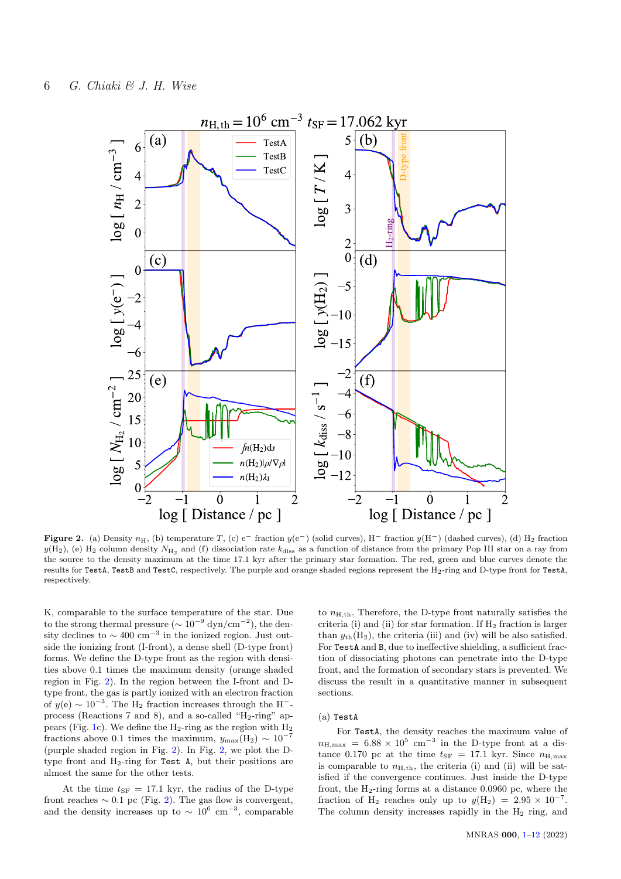**Figure 2.** (a) Density $n_{\rm H}$, (b) temperature $T$, (c) $e^-$ fraction $y(e^-)$ (solid curves), $H^-$ fraction $y(H^-)$ (dashed curves), (d) $H_2$ fraction $y(H_2)$, (e) $H_2$ column density $N_{H_2}$ and (f) dissociation rate $k_{\rm diss}$ as a function of distance from the primary Pop III star on a ray from the source to the density maximum at the time 17.1 kyr after the primary star formation. The red, green and blue curves denote the results for `TestA`, `TestB` and `TestC`, respectively. The purple and orange shaded regions represent the $H_2$-ring and D-type front for `TestA`, respectively.

K, comparable to the surface temperature of the star. Due to the strong thermal pressure ($\sim 10^{-9}$ dyn/cm$^{-2}$), the density declines to $\sim 400$ cm$^{-3}$ in the ionized region. Just outside the ionizing front (I-front), a dense shell (D-type front) forms. We define the D-type front as the region with densities above 0.1 times the maximum density (orange shaded region in Fig. 2). In the region between the I-front and D-type front, the gas is partly ionized with an electron fraction of $y(e) \sim 10^{-3}$. The $H_2$ fraction increases through the $H^-$-process (Reactions 7 and 8), and a so-called "$H_2$-ring" appears (Fig. 1c). We define the $H_2$-ring as the region with $H_2$ fractions above 0.1 times the maximum, $y_{\rm max}(H_2) \sim 10^{-7}$ (purple shaded region in Fig. 2). In Fig. 2, we plot the D-type front and $H_2$-ring for `Test A`, but their positions are almost the same for the other tests.

At the time $t_{\rm SF} = 17.1$ kyr, the radius of the D-type front reaches $\sim 0.1$ pc (Fig. 2). The gas flow is convergent, and the density increases up to $\sim 10^6$ cm$^{-3}$, comparable to $n_{\rm H,th}$. Therefore, the D-type front naturally satisfies the criteria (i) and (ii) for star formation. If $H_2$ fraction is larger than $y_{\rm th}(H_2)$, the criteria (iii) and (iv) will be also satisfied. For `TestA` and `B`, due to ineffective shielding, a sufficient fraction of dissociating photons can penetrate into the D-type front, and the formation of secondary stars is prevented. We discuss the result in a quantitative manner in subsequent sections.

## (a) `TestA`

For `TestA`, the density reaches the maximum value of $n_{\rm H,max} = 6.88 \times 10^5$ cm$^{-3}$ in the D-type front at a distance 0.170 pc at the time $t_{\rm SF} = 17.1$ kyr. Since $n_{\rm H,max}$ is comparable to $n_{\rm H,th}$, the criteria (i) and (ii) will be satisfied if the convergence continues. Just inside the D-type front, the $H_2$-ring forms at a distance 0.0960 pc, where the fraction of $H_2$ reaches only up to $y(H_2) = 2.95 \times 10^{-7}$. The column density increases rapidly in the $H_2$ ring, and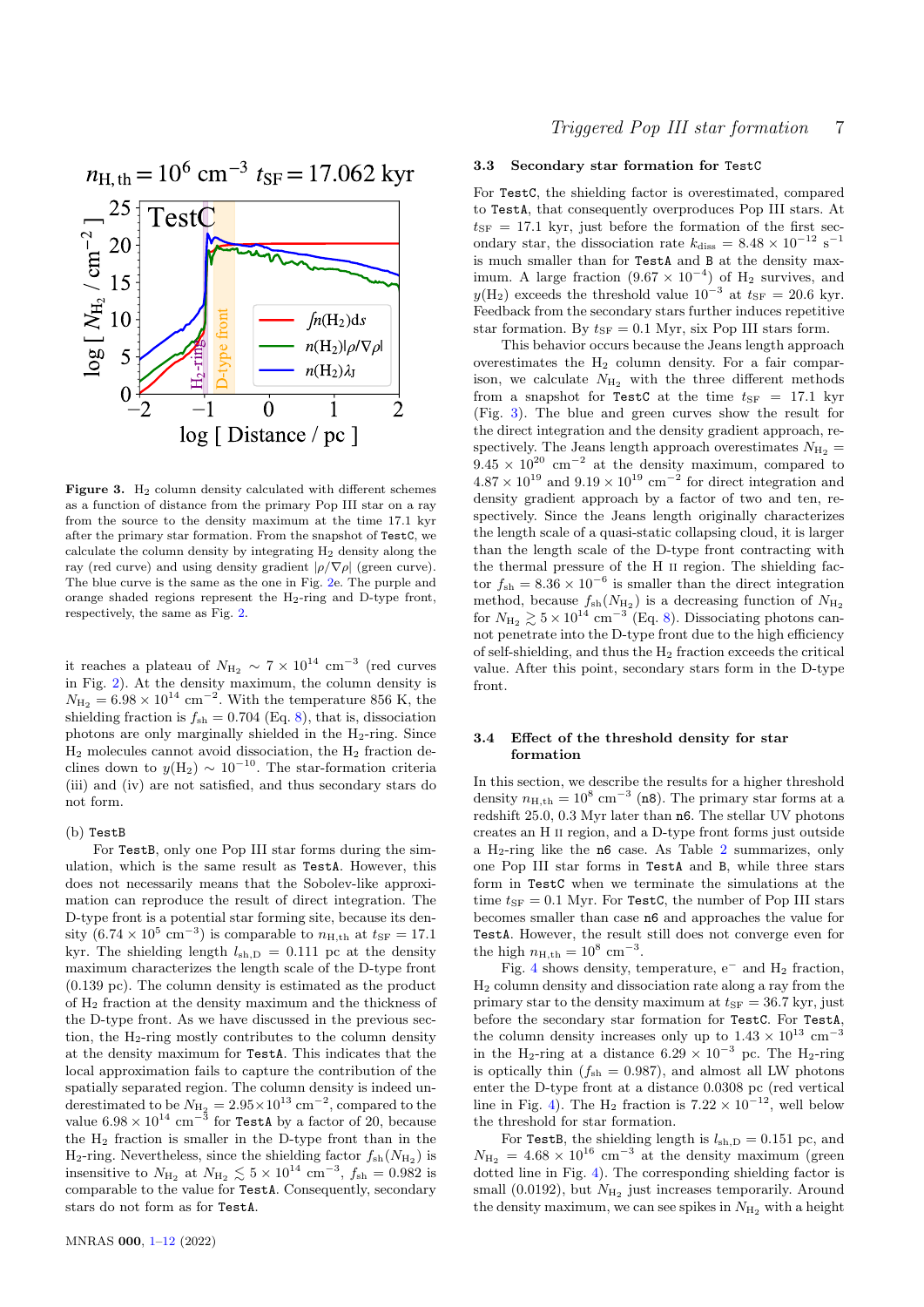Figure 3. $H_2$ column density calculated with different schemes as a function of distance from the primary Pop III star on a ray from the source to the density maximum at the time 17.1 kyr after the primary star formation. From the snapshot of TestC, we calculate the column density by integrating $H_2$ density along the ray (red curve) and using density gradient $|\rho/\nabla\rho|$ (green curve). The blue curve is the same as the one in Fig. 2e. The purple and orange shaded regions represent the $H_2$-ring and D-type front, respectively, the same as Fig. 2.

it reaches a plateau of $N_{H_2} \sim 7 \times 10^{14}$ cm$^{-3}$ (red curves in Fig. 2). At the density maximum, the column density is $N_{H_2} = 6.98 \times 10^{14}$ cm$^{-2}$. With the temperature 856 K, the shielding fraction is $f_{sh} = 0.704$ (Eq. 8), that is, dissociation photons are only marginally shielded in the $H_2$-ring. Since $H_2$ molecules cannot avoid dissociation, the $H_2$ fraction declines down to $y(H_2) \sim 10^{-10}$. The star-formation criteria (iii) and (iv) are not satisfied, and thus secondary stars do not form.

(b) TestB

For TestB, only one Pop III star forms during the simulation, which is the same result as TestA. However, this does not necessarily means that the Sobolev-like approximation can reproduce the result of direct integration. The D-type front is a potential star forming site, because its density ($6.74 \times 10^5$ cm$^{-3}$) is comparable to $n_{H,th}$ at $t_{SF} = 17.1$ kyr. The shielding length $l_{sh,D} = 0.111$ pc at the density maximum characterizes the length scale of the D-type front (0.139 pc). The column density is estimated as the product of $H_2$ fraction at the density maximum and the thickness of the D-type front. As we have discussed in the previous section, the $H_2$-ring mostly contributes to the column density at the density maximum for TestA. This indicates that the local approximation fails to capture the contribution of the spatially separated region. The column density is indeed underestimated to be $N_{H_2} = 2.95 \times 10^{13}$ cm$^{-2}$, compared to the value $6.98 \times 10^{14}$ cm$^{-3}$ for TestA by a factor of 20, because the $H_2$ fraction is smaller in the D-type front than in the $H_2$-ring. Nevertheless, the shielding factor $f_{sh}(N_{H_2})$ is insensitive to $N_{H_2}$ at $N_{H_2} \lesssim 5 \times 10^{14}$ cm$^{-3}$, $f_{sh} = 0.982$ is comparable to the value for TestA. Consequently, secondary stars do not form as for TestA.

### 3.3 Secondary star formation for TestC

For TestC, the shielding factor is overestimated, compared to TestA, that consequently overproduces Pop III stars. At $t_{SF} = 17.1$ kyr, just before the formation of the first secondary star, the dissociation rate $k_{diss} = 8.48 \times 10^{-12}$ s$^{-1}$ is much smaller than for TestA and B at the density maximum. A large fraction ($9.67 \times 10^{-4}$) of $H_2$ survives, and $y(H_2)$ exceeds the threshold value $10^{-3}$ at $t_{SF} = 20.6$ kyr. Feedback from the secondary stars further induces repetitive star formation. By $t_{SF} = 0.1$ Myr, six Pop III stars form.

This behavior occurs because the Jeans length approach overestimates the $H_2$ column density. For a fair comparison, we calculate $N_{H_2}$ with the three different methods from a snapshot for TestC at the time $t_{SF} = 17.1$ kyr (Fig. 3). The blue and green curves show the result for the direct integration and the density gradient approach, respectively. The Jeans length approach overestimates $N_{H_2} = 9.45 \times 10^{20}$ cm$^{-2}$ at the density maximum, compared to $4.87 \times 10^{19}$ and $9.19 \times 10^{19}$ cm$^{-2}$ for direct integration and density gradient approach by a factor of two and ten, respectively. Since the Jeans length originally characterizes the length scale of a quasi-static collapsing cloud, it is larger than the length scale of the D-type front contracting with the thermal pressure of the H II region. The shielding factor $f_{sh} = 8.36 \times 10^{-6}$ is smaller than the direct integration method, because $f_{sh}(N_{H_2})$ is a decreasing function of $N_{H_2}$ for $N_{H_2} \gtrsim 5 \times 10^{14}$ cm$^{-3}$ (Eq. 8). Dissociating photons cannot penetrate into the D-type front due to the high efficiency of self-shielding, and thus the $H_2$ fraction exceeds the critical value. After this point, secondary stars form in the D-type front.

### 3.4 Effect of the threshold density for star formation

In this section, we describe the results for a higher threshold density $n_{H,th} = 10^8$ cm$^{-3}$ (n8). The primary star forms at a redshift 25.0, 0.3 Myr later than n6. The stellar UV photons creates an H II region, and a D-type front forms just outside a $H_2$-ring like the n6 case. As Table 2 summarizes, only one Pop III star forms in TestA and B, while three stars form in TestC when we terminate the simulations at the time $t_{SF} = 0.1$ Myr. For TestC, the number of Pop III stars becomes smaller than case n6 and approaches the value for TestA. However, the result still does not converge even for the high $n_{H,th} = 10^8$ cm$^{-3}$.

Fig. 4 shows density, temperature, e$^-$ and $H_2$ fraction, $H_2$ column density and dissociation rate along a ray from the primary star to the density maximum at $t_{SF} = 36.7$ kyr, just before the secondary star formation for TestC. For TestA, the column density increases only up to $1.43 \times 10^{13}$ cm$^{-3}$ in the $H_2$-ring at a distance $6.29 \times 10^{-3}$ pc. The $H_2$-ring is optically thin ($f_{sh} = 0.987$), and almost all LW photons enter the D-type front at a distance 0.0308 pc (red vertical line in Fig. 4). The $H_2$ fraction is $7.22 \times 10^{-12}$, well below the threshold for star formation.

For TestB, the shielding length is $l_{sh,D} = 0.151$ pc, and $N_{H_2} = 4.68 \times 10^{16}$ cm$^{-3}$ at the density maximum (green dotted line in Fig. 4). The corresponding shielding factor is small (0.0192), but $N_{H_2}$ just increases temporarily. Around the density maximum, we can see spikes in $N_{H_2}$ with a height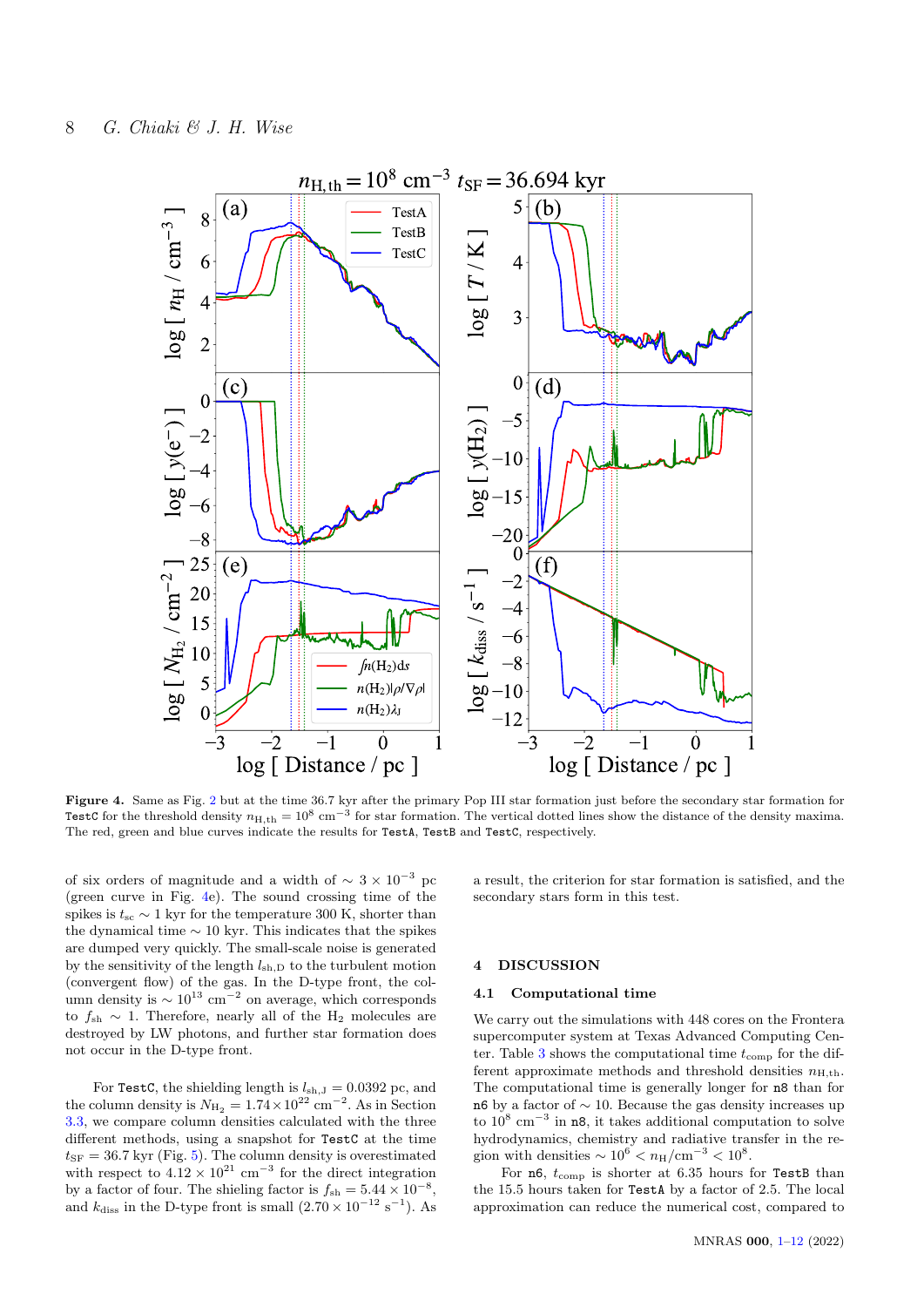**Figure 4.** Same as Fig. 2 but at the time 36.7 kyr after the primary Pop III star formation just before the secondary star formation for TestC for the threshold density $n_{\rm H,th} = 10^8$ cm$^{-3}$ for star formation. The vertical dotted lines show the distance of the density maxima. The red, green and blue curves indicate the results for TestA, TestB and TestC, respectively.

of six orders of magnitude and a width of $\sim 3 \times 10^{-3}$ pc (green curve in Fig. 4e). The sound crossing time of the spikes is $t_{\rm sc} \sim 1$ kyr for the temperature 300 K, shorter than the dynamical time $\sim 10$ kyr. This indicates that the spikes are dumped very quickly. The small-scale noise is generated by the sensitivity of the length $l_{\rm sh,D}$ to the turbulent motion (convergent flow) of the gas. In the D-type front, the column density is $\sim 10^{13}$ cm$^{-2}$ on average, which corresponds to $f_{\rm sh} \sim 1$. Therefore, nearly all of the $H_2$ molecules are destroyed by LW photons, and further star formation does not occur in the D-type front.

For TestC, the shielding length is $l_{\rm sh,J} = 0.0392$ pc, and the column density is $N_{\rm H_2} = 1.74 \times 10^{22}$ cm$^{-2}$. As in Section 3.3, we compare column densities calculated with the three different methods, using a snapshot for TestC at the time $t_{\rm SF} = 36.7$ kyr (Fig. 5). The column density is overestimated with respect to $4.12 \times 10^{21}$ cm$^{-3}$ for the direct integration by a factor of four. The shieling factor is $f_{\rm sh} = 5.44 \times 10^{-8}$, and $k_{\rm diss}$ in the D-type front is small ($2.70 \times 10^{-12}$ s$^{-1}$). As a result, the criterion for star formation is satisfied, and the secondary stars form in this test.

## 4 DISCUSSION

### 4.1 Computational time

We carry out the simulations with 448 cores on the Frontera supercomputer system at Texas Advanced Computing Center. Table 3 shows the computational time $t_{\rm comp}$ for the different approximate methods and threshold densities $n_{\rm H,th}$. The computational time is generally longer for n8 than for n6 by a factor of $\sim 10$. Because the gas density increases up to $10^8$ cm$^{-3}$ in n8, it takes additional computation to solve hydrodynamics, chemistry and radiative transfer in the region with densities $\sim 10^6 < n_{\rm H}/{\rm cm}^{-3} < 10^8$.

For n6, $t_{\rm comp}$ is shorter at 6.35 hours for TestB than the 15.5 hours taken for TestA by a factor of 2.5. The local approximation can reduce the numerical cost, compared to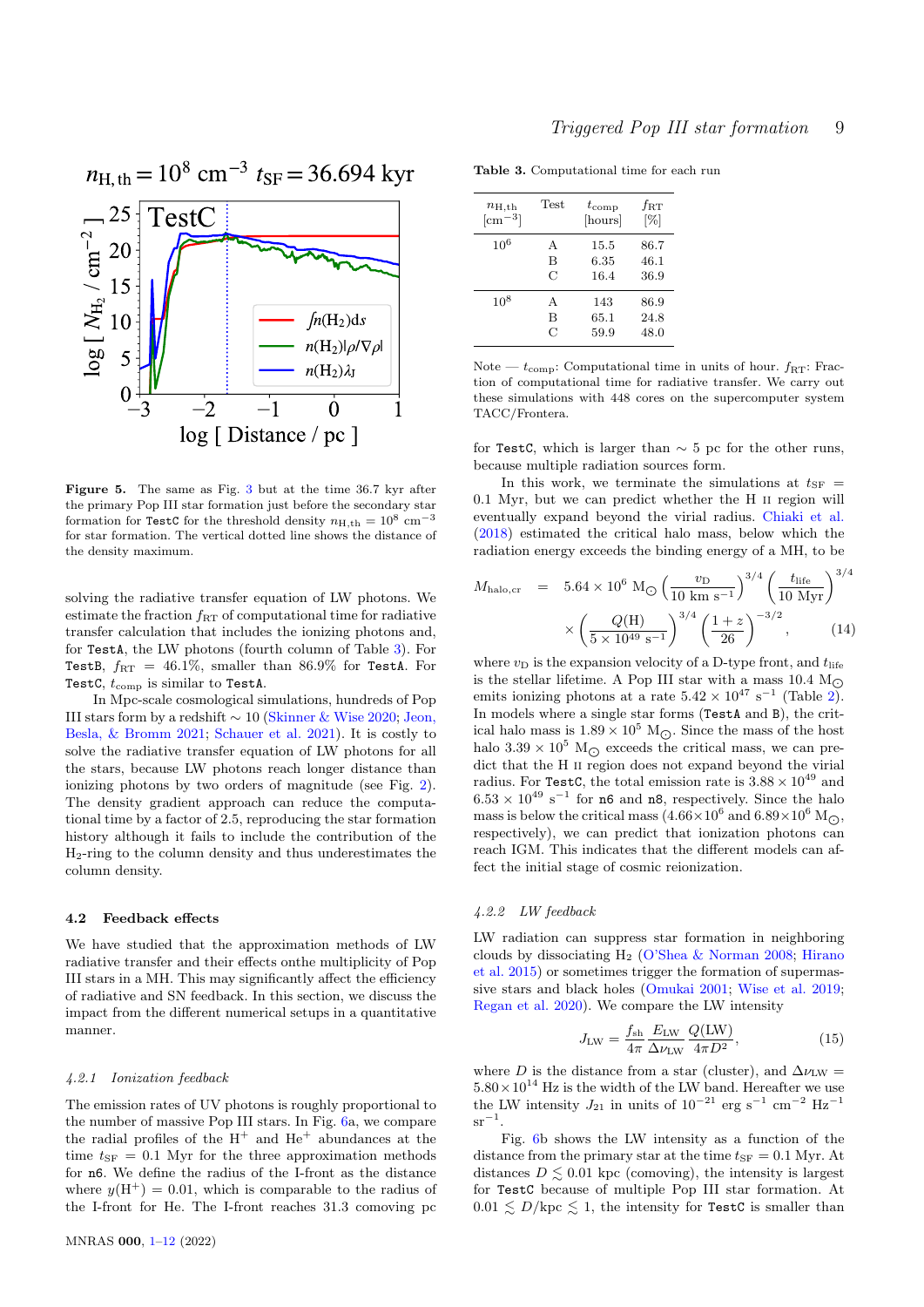**Figure 5.** The same as Fig. 3 but at the time 36.7 kyr after the primary Pop III star formation just before the secondary star formation for TestC for the threshold density $n_{\rm H,th} = 10^8$ cm$^{-3}$ for star formation. The vertical dotted line shows the distance of the density maximum.

solving the radiative transfer equation of LW photons. We estimate the fraction $f_{\rm RT}$ of computational time for radiative transfer calculation that includes the ionizing photons and, for TestA, the LW photons (fourth column of Table 3). For TestB, $f_{\rm RT}$ = 46.1%, smaller than 86.9% for TestA. For TestC, $t_{\rm comp}$ is similar to TestA.

In Mpc-scale cosmological simulations, hundreds of Pop III stars form by a redshift $\sim 10$ (Skinner & Wise 2020; Jeon, Besla, & Bromm 2021; Schauer et al. 2021). It is costly to solve the radiative transfer equation of LW photons for all the stars, because LW photons reach longer distance than ionizing photons by two orders of magnitude (see Fig. 2). The density gradient approach can reduce the computational time by a factor of 2.5, reproducing the star formation history although it fails to include the contribution of the $H_2$-ring to the column density and thus underestimates the column density.

## 4.2 Feedback effects

We have studied that the approximation methods of LW radiative transfer and their effects onthe multiplicity of Pop III stars in a MH. This may significantly affect the efficiency of radiative and SN feedback. In this section, we discuss the impact from the different numerical setups in a quantitative manner.

### 4.2.1 Ionization feedback

The emission rates of UV photons is roughly proportional to the number of massive Pop III stars. In Fig. 6a, we compare the radial profiles of the $H^+$ and $He^+$ abundances at the time $t_{\rm SF} = 0.1$ Myr for the three approximation methods for n6. We define the radius of the I-front as the distance where $y({\rm H}^+) = 0.01$, which is comparable to the radius of the I-front for He. The I-front reaches 31.3 comoving pc

**Table 3.** Computational time for each run

| $n_{\rm H,th}$ [cm$^{-3}$] | Test | $t_{\rm comp}$ [hours] | $f_{\rm RT}$ [%] |
|---|---|---|---|
| $10^6$ | A | 15.5 | 86.7 |
| | B | 6.35 | 46.1 |
| | C | 16.4 | 36.9 |
| $10^8$ | A | 143 | 86.9 |
| | B | 65.1 | 24.8 |
| | C | 59.9 | 48.0 |

Note — $t_{\rm comp}$: Computational time in units of hour. $f_{\rm RT}$: Fraction of computational time for radiative transfer. We carry out these simulations with 448 cores on the supercomputer system TACC/Frontera.

for TestC, which is larger than $\sim 5$ pc for the other runs, because multiple radiation sources form.

In this work, we terminate the simulations at $t_{\rm SF}$ = 0.1 Myr, but we can predict whether the H II region will eventually expand beyond the virial radius. Chiaki et al. (2018) estimated the critical halo mass, below which the radiation energy exceeds the binding energy of a MH, to be

$$M_{\rm halo,cr} = 5.64 \times 10^6 \ {\rm M}_\odot \left(\frac{v_{\rm D}}{10 \ {\rm km \ s^{-1}}}\right)^{3/4} \left(\frac{t_{\rm life}}{10 \ {\rm Myr}}\right)^{3/4} \times \left(\frac{Q({\rm H})}{5 \times 10^{49} \ {\rm s^{-1}}}\right)^{3/4} \left(\frac{1+z}{26}\right)^{-3/2}, \quad (14)$$

where $v_{\rm D}$ is the expansion velocity of a D-type front, and $t_{\rm life}$ is the stellar lifetime. A Pop III star with a mass 10.4 $M_\odot$ emits ionizing photons at a rate $5.42 \times 10^{47}$ s$^{-1}$ (Table 2). In models where a single star forms (TestA and B), the critical halo mass is $1.89 \times 10^5$ $M_\odot$. Since the mass of the host halo $3.39 \times 10^5$ $M_\odot$ exceeds the critical mass, we can predict that the H II region does not expand beyond the virial radius. For TestC, the total emission rate is $3.88 \times 10^{49}$ and $6.53 \times 10^{49}$ s$^{-1}$ for n6 and n8, respectively. Since the halo mass is below the critical mass ($4.66 \times 10^6$ and $6.89 \times 10^6$ $M_\odot$, respectively), we can predict that ionization photons can reach IGM. This indicates that the different models can affect the initial stage of cosmic reionization.

### 4.2.2 LW feedback

LW radiation can suppress star formation in neighboring clouds by dissociating $H_2$ (O'Shea & Norman 2008; Hirano et al. 2015) or sometimes trigger the formation of supermassive stars and black holes (Omukai 2001; Wise et al. 2019; Regan et al. 2020). We compare the LW intensity

$$J_{\rm LW} = \frac{f_{\rm sh}}{4\pi} \frac{E_{\rm LW}}{\Delta\nu_{\rm LW}} \frac{Q({\rm LW})}{4\pi D^2}, \quad (15)$$

where $D$ is the distance from a star (cluster), and $\Delta\nu_{\rm LW} = 5.80 \times 10^{14}$ Hz is the width of the LW band. Hereafter we use the LW intensity $J_{21}$ in units of $10^{-21}$ erg s$^{-1}$ cm$^{-2}$ Hz$^{-1}$ sr$^{-1}$.

Fig. 6b shows the LW intensity as a function of the distance from the primary star at the time $t_{\rm SF} = 0.1$ Myr. At distances $D \lesssim 0.01$ kpc (comoving), the intensity is largest for TestC because of multiple Pop III star formation. At $0.01 \lesssim D/{\rm kpc} \lesssim 1$, the intensity for TestC is smaller than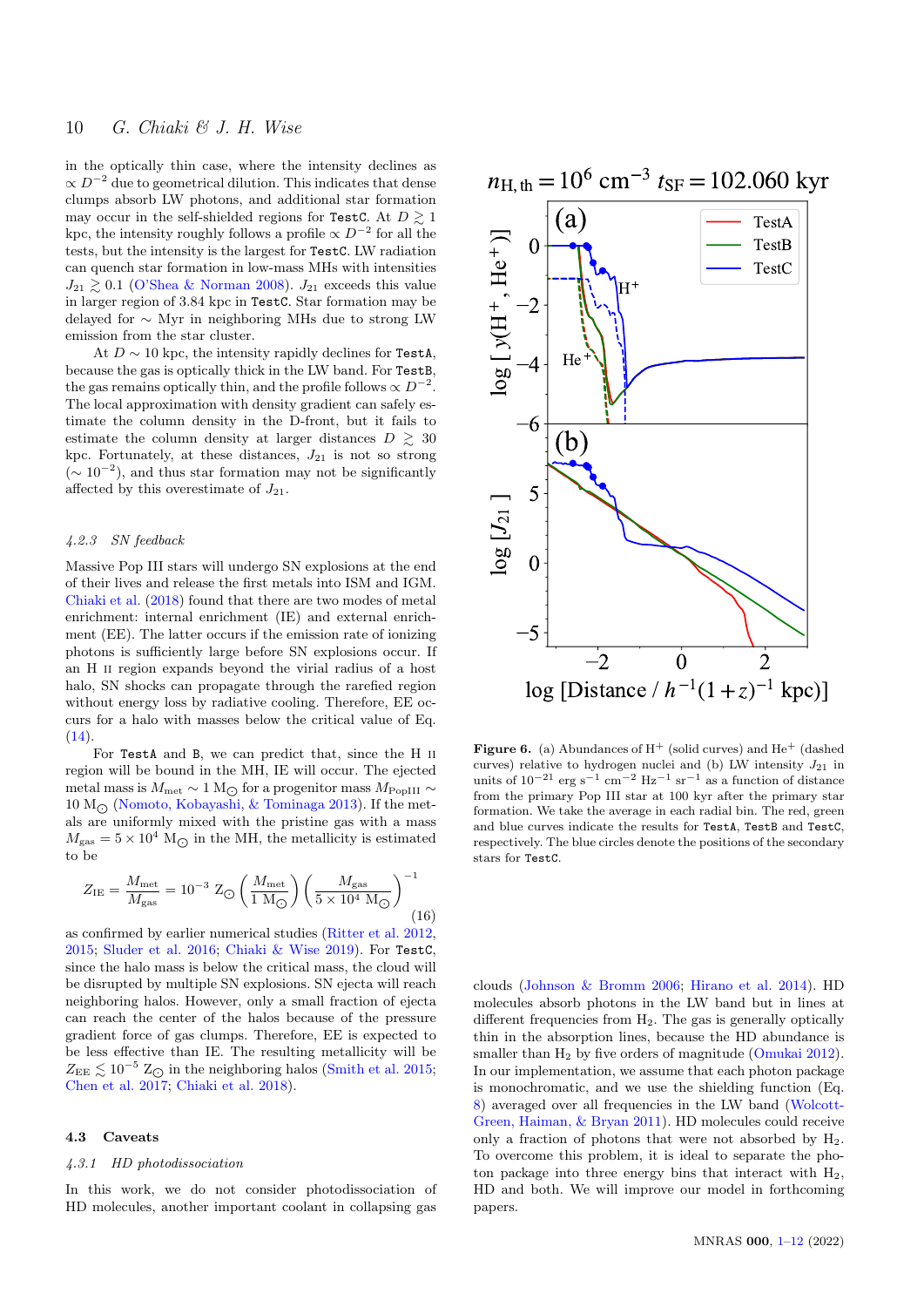in the optically thin case, where the intensity declines as $\propto D^{-2}$ due to geometrical dilution. This indicates that dense clumps absorb LW photons, and additional star formation may occur in the self-shielded regions for TestC. At $D \gtrsim 1$ kpc, the intensity roughly follows a profile $\propto D^{-2}$ for all the tests, but the intensity is the largest for TestC. LW radiation can quench star formation in low-mass MHs with intensities $J_{21} \gtrsim 0.1$ (O'Shea & Norman 2008). $J_{21}$ exceeds this value in larger region of 3.84 kpc in TestC. Star formation may be delayed for $\sim$ Myr in neighboring MHs due to strong LW emission from the star cluster.

At $D \sim 10$ kpc, the intensity rapidly declines for TestA, because the gas is optically thick in the LW band. For TestB, the gas remains optically thin, and the profile follows $\propto D^{-2}$. The local approximation with density gradient can safely estimate the column density in the D-front, but it fails to estimate the column density at larger distances $D \gtrsim 30$ kpc. Fortunately, at these distances, $J_{21}$ is not so strong ($\sim 10^{-2}$), and thus star formation may not be significantly affected by this overestimate of $J_{21}$.

#### 4.2.3 SN feedback

Massive Pop III stars will undergo SN explosions at the end of their lives and release the first metals into ISM and IGM. Chiaki et al. (2018) found that there are two modes of metal enrichment: internal enrichment (IE) and external enrichment (EE). The latter occurs if the emission rate of ionizing photons is sufficiently large before SN explosions occur. If an H II region expands beyond the virial radius of a host halo, SN shocks can propagate through the rarefied region without energy loss by radiative cooling. Therefore, EE occurs for a halo with masses below the critical value of Eq. (14).

For TestA and B, we can predict that, since the H II region will be bound in the MH, IE will occur. The ejected metal mass is $M_{\rm met} \sim 1\ {\rm M}_\odot$ for a progenitor mass $M_{\rm PopIII} \sim 10\ {\rm M}_\odot$ (Nomoto, Kobayashi, & Tominaga 2013). If the metals are uniformly mixed with the pristine gas with a mass $M_{\rm gas} = 5 \times 10^4\ {\rm M}_\odot$ in the MH, the metallicity is estimated to be

$$Z_{\rm IE} = \frac{M_{\rm met}}{M_{\rm gas}} = 10^{-3}\ {\rm Z}_\odot \left( \frac{M_{\rm met}}{1\ {\rm M}_\odot} \right) \left( \frac{M_{\rm gas}}{5 \times 10^4\ {\rm M}_\odot} \right)^{-1} \quad (16)$$

as confirmed by earlier numerical studies (Ritter et al. 2012, 2015; Sluder et al. 2016; Chiaki & Wise 2019). For TestC, since the halo mass is below the critical mass, the cloud will be disrupted by multiple SN explosions. SN ejecta will reach neighboring halos. However, only a small fraction of ejecta can reach the center of the halos because of the pressure gradient force of gas clumps. Therefore, EE is expected to be less effective than IE. The resulting metallicity will be $Z_{\rm EE} \lesssim 10^{-5}\ {\rm Z}_\odot$ in the neighboring halos (Smith et al. 2015; Chen et al. 2017; Chiaki et al. 2018).

### 4.3 Caveats

#### 4.3.1 HD photodissociation

In this work, we do not consider photodissociation of HD molecules, another important coolant in collapsing gas clouds (Johnson & Bromm 2006; Hirano et al. 2014). HD molecules absorb photons in the LW band but in lines at different frequencies from $H_2$. The gas is generally optically thin in the absorption lines, because the HD abundance is smaller than $H_2$ by five orders of magnitude (Omukai 2012). In our implementation, we assume that each photon package is monochromatic, and we use the shielding function (Eq. 8) averaged over all frequencies in the LW band (Wolcott-Green, Haiman, & Bryan 2011). HD molecules could receive only a fraction of photons that were not absorbed by $H_2$. To overcome this problem, it is ideal to separate the photon package into three energy bins that interact with $H_2$, HD and both. We will improve our model in forthcoming papers.

**Figure 6.** (a) Abundances of $H^+$ (solid curves) and $He^+$ (dashed curves) relative to hydrogen nuclei and (b) LW intensity $J_{21}$ in units of $10^{-21}$ erg s$^{-1}$ cm$^{-2}$ Hz$^{-1}$ sr$^{-1}$ as a function of distance from the primary Pop III star at 100 kyr after the primary star formation. We take the average in each radial bin. The red, green and blue curves indicate the results for TestA, TestB and TestC, respectively. The blue circles denote the positions of the secondary stars for TestC.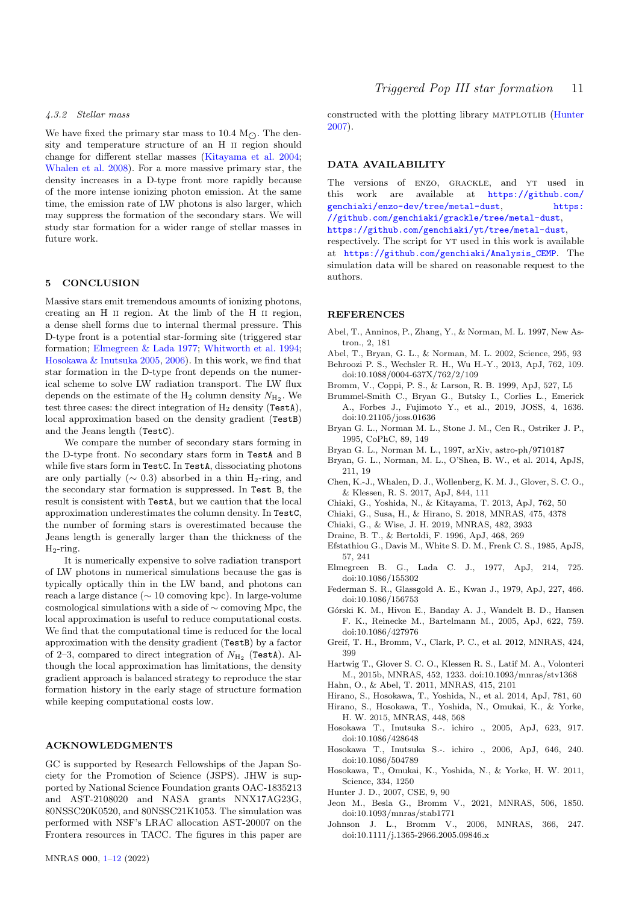#### 4.3.2 Stellar mass

We have fixed the primary star mass to 10.4 $M_{\odot}$. The density and temperature structure of an H II region should change for different stellar masses (Kitayama et al. 2004; Whalen et al. 2008). For a more massive primary star, the density increases in a D-type front more rapidly because of the more intense ionizing photon emission. At the same time, the emission rate of LW photons is also larger, which may suppress the formation of the secondary stars. We will study star formation for a wider range of stellar masses in future work.

## 5 CONCLUSION

Massive stars emit tremendous amounts of ionizing photons, creating an H II region. At the limb of the H II region, a dense shell forms due to internal thermal pressure. This D-type front is a potential star-forming site (triggered star formation; Elmegreen & Lada 1977; Whitworth et al. 1994; Hosokawa & Inutsuka 2005, 2006). In this work, we find that star formation in the D-type front depends on the numerical scheme to solve LW radiation transport. The LW flux depends on the estimate of the $H_2$ column density $N_{H_2}$. We test three cases: the direct integration of $H_2$ density (`TestA`), local approximation based on the density gradient (`TestB`) and the Jeans length (`TestC`).

We compare the number of secondary stars forming in the D-type front. No secondary stars form in `TestA` and `B` while five stars form in `TestC`. In `TestA`, dissociating photons are only partially ($\sim 0.3$) absorbed in a thin $H_2$-ring, and the secondary star formation is suppressed. In `Test B`, the result is consistent with `TestA`, but we caution that the local approximation underestimates the column density. In `TestC`, the number of forming stars is overestimated because the Jeans length is generally larger than the thickness of the $H_2$-ring.

It is numerically expensive to solve radiation transport of LW photons in numerical simulations because the gas is typically optically thin in the LW band, and photons can reach a large distance ($\sim 10$ comoving kpc). In large-volume cosmological simulations with a side of $\sim$ comoving Mpc, the local approximation is useful to reduce computational costs. We find that the computational time is reduced for the local approximation with the density gradient (`TestB`) by a factor of 2–3, compared to direct integration of $N_{H_2}$ (`TestA`). Although the local approximation has limitations, the density gradient approach is balanced strategy to reproduce the star formation history in the early stage of structure formation while keeping computational costs low.

## ACKNOWLEDGMENTS

GC is supported by Research Fellowships of the Japan Society for the Promotion of Science (JSPS). JHW is supported by National Science Foundation grants OAC-1835213 and AST-2108020 and NASA grants NNX17AG23G, 80NSSC20K0520, and 80NSSC21K1053. The simulation was performed with NSF's LRAC allocation AST-20007 on the Frontera resources in TACC. The figures in this paper are constructed with the plotting library MATPLOTLIB (Hunter 2007).

## DATA AVAILABILITY

The versions of ENZO, GRACKLE, and YT used in this work are available at https://github.com/genchiaki/enzo-dev/tree/metal-dust, https://github.com/genchiaki/grackle/tree/metal-dust, https://github.com/genchiaki/yt/tree/metal-dust, respectively. The script for YT used in this work is available at https://github.com/genchiaki/Analysis_CEMP. The simulation data will be shared on reasonable request to the authors.

## REFERENCES

Abel, T., Anninos, P., Zhang, Y., & Norman, M. L. 1997, New Astron., 2, 181

Abel, T., Bryan, G. L., & Norman, M. L. 2002, Science, 295, 93

Behroozi P. S., Wechsler R. H., Wu H.-Y., 2013, ApJ, 762, 109. doi:10.1088/0004-637X/762/2/109

Bromm, V., Coppi, P. S., & Larson, R. B. 1999, ApJ, 527, L5

Brummel-Smith C., Bryan G., Butsky I., Corlies L., Emerick A., Forbes J., Fujimoto Y., et al., 2019, JOSS, 4, 1636. doi:10.21105/joss.01636

Bryan G. L., Norman M. L., Stone J. M., Cen R., Ostriker J. P., 1995, CoPhC, 89, 149

Bryan G. L., Norman M. L., 1997, arXiv, astro-ph/9710187

Bryan, G. L., Norman, M. L., O'Shea, B. W., et al. 2014, ApJS, 211, 19

Chen, K.-J., Whalen, D. J., Wollenberg, K. M. J., Glover, S. C. O., & Klessen, R. S. 2017, ApJ, 844, 111

Chiaki, G., Yoshida, N., & Kitayama, T. 2013, ApJ, 762, 50

Chiaki, G., Susa, H., & Hirano, S. 2018, MNRAS, 475, 4378

Chiaki, G., & Wise, J. H. 2019, MNRAS, 482, 3933

Draine, B. T., & Bertoldi, F. 1996, ApJ, 468, 269

Efstathiou G., Davis M., White S. D. M., Frenk C. S., 1985, ApJS, 57, 241

Elmegreen B. G., Lada C. J., 1977, ApJ, 214, 725. doi:10.1086/155302

Federman S. R., Glassgold A. E., Kwan J., 1979, ApJ, 227, 466. doi:10.1086/156753

Górski K. M., Hivon E., Banday A. J., Wandelt B. D., Hansen F. K., Reinecke M., Bartelmann M., 2005, ApJ, 622, 759. doi:10.1086/427976

Greif, T. H., Bromm, V., Clark, P. C., et al. 2012, MNRAS, 424, 399

Hartwig T., Glover S. C. O., Klessen R. S., Latif M. A., Volonteri M., 2015b, MNRAS, 452, 1233. doi:10.1093/mnras/stv1368

Hahn, O., & Abel, T. 2011, MNRAS, 415, 2101

Hirano, S., Hosokawa, T., Yoshida, N., et al. 2014, ApJ, 781, 60

Hirano, S., Hosokawa, T., Yoshida, N., Omukai, K., & Yorke, H. W. 2015, MNRAS, 448, 568

Hosokawa T., Inutsuka S.-. ichiro ., 2005, ApJ, 623, 917. doi:10.1086/428648

Hosokawa T., Inutsuka S.-. ichiro ., 2006, ApJ, 646, 240. doi:10.1086/504789

Hosokawa, T., Omukai, K., Yoshida, N., & Yorke, H. W. 2011, Science, 334, 1250

Hunter J. D., 2007, CSE, 9, 90

Jeon M., Besla G., Bromm V., 2021, MNRAS, 506, 1850. doi:10.1093/mnras/stab1771

Johnson J. L., Bromm V., 2006, MNRAS, 366, 247. doi:10.1111/j.1365-2966.2005.09846.x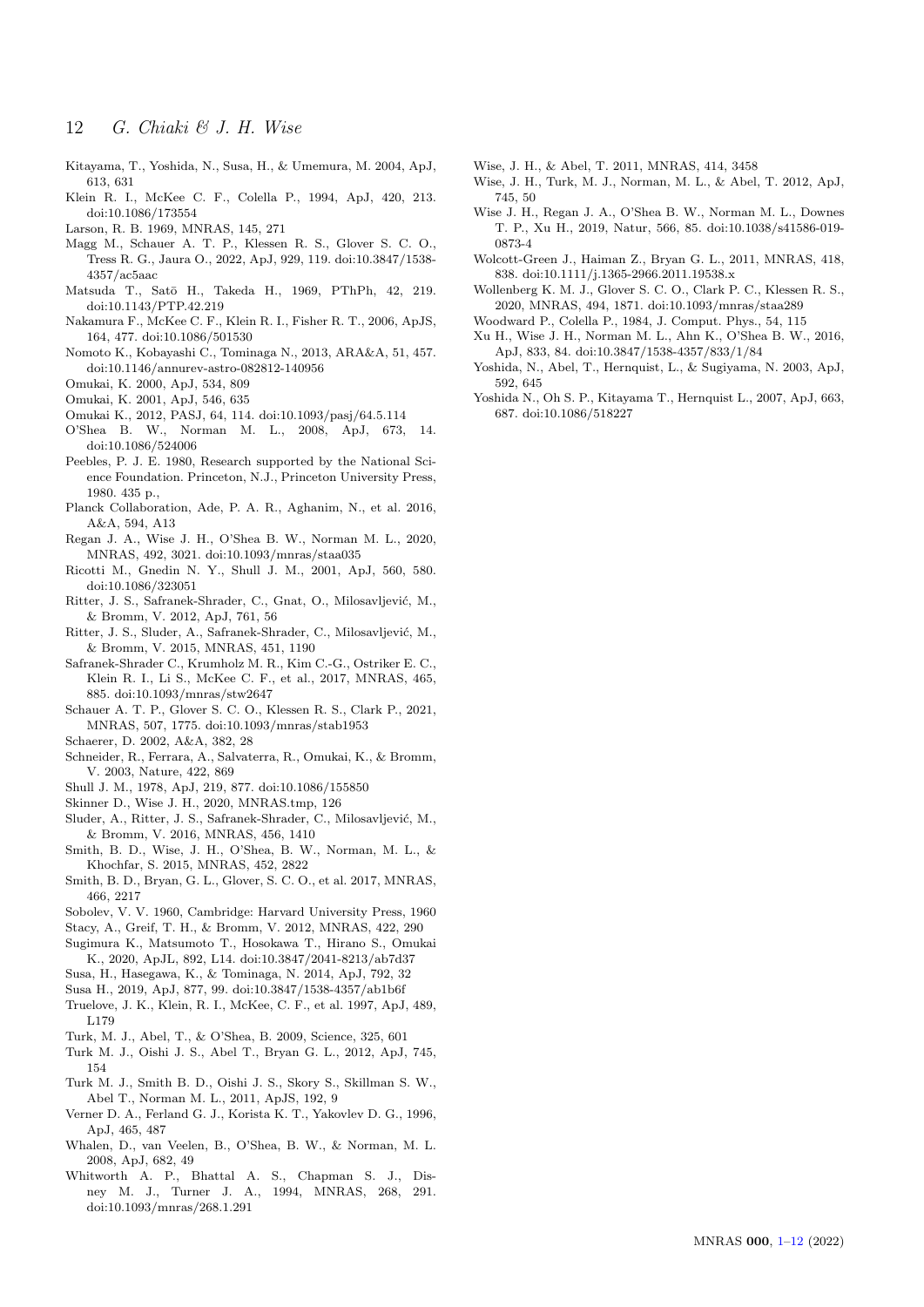Kitayama, T., Yoshida, N., Susa, H., & Umemura, M. 2004, ApJ, 613, 631

Klein R. I., McKee C. F., Colella P., 1994, ApJ, 420, 213. doi:10.1086/173554

Larson, R. B. 1969, MNRAS, 145, 271

Magg M., Schauer A. T. P., Klessen R. S., Glover S. C. O., Tress R. G., Jaura O., 2022, ApJ, 929, 119. doi:10.3847/1538-4357/ac5aac

Matsuda T., Satō H., Takeda H., 1969, PThPh, 42, 219. doi:10.1143/PTP.42.219

Nakamura F., McKee C. F., Klein R. I., Fisher R. T., 2006, ApJS, 164, 477. doi:10.1086/501530

Nomoto K., Kobayashi C., Tominaga N., 2013, ARA&A, 51, 457. doi:10.1146/annurev-astro-082812-140956

Omukai, K. 2000, ApJ, 534, 809

Omukai, K. 2001, ApJ, 546, 635

Omukai K., 2012, PASJ, 64, 114. doi:10.1093/pasj/64.5.114

O'Shea B. W., Norman M. L., 2008, ApJ, 673, 14. doi:10.1086/524006

Peebles, P. J. E. 1980, Research supported by the National Science Foundation. Princeton, N.J., Princeton University Press, 1980. 435 p.,

Planck Collaboration, Ade, P. A. R., Aghanim, N., et al. 2016, A&A, 594, A13

Regan J. A., Wise J. H., O'Shea B. W., Norman M. L., 2020, MNRAS, 492, 3021. doi:10.1093/mnras/staa035

Ricotti M., Gnedin N. Y., Shull J. M., 2001, ApJ, 560, 580. doi:10.1086/323051

Ritter, J. S., Safranek-Shrader, C., Gnat, O., Milosavljević, M., & Bromm, V. 2012, ApJ, 761, 56

Ritter, J. S., Sluder, A., Safranek-Shrader, C., Milosavljević, M., & Bromm, V. 2015, MNRAS, 451, 1190

Safranek-Shrader C., Krumholz M. R., Kim C.-G., Ostriker E. C., Klein R. I., Li S., McKee C. F., et al., 2017, MNRAS, 465, 885. doi:10.1093/mnras/stw2647

Schauer A. T. P., Glover S. C. O., Klessen R. S., Clark P., 2021, MNRAS, 507, 1775. doi:10.1093/mnras/stab1953

Schaerer, D. 2002, A&A, 382, 28

Schneider, R., Ferrara, A., Salvaterra, R., Omukai, K., & Bromm, V. 2003, Nature, 422, 869

Shull J. M., 1978, ApJ, 219, 877. doi:10.1086/155850

Skinner D., Wise J. H., 2020, MNRAS.tmp, 126

Sluder, A., Ritter, J. S., Safranek-Shrader, C., Milosavljević, M., & Bromm, V. 2016, MNRAS, 456, 1410

Smith, B. D., Wise, J. H., O'Shea, B. W., Norman, M. L., & Khochfar, S. 2015, MNRAS, 452, 2822

Smith, B. D., Bryan, G. L., Glover, S. C. O., et al. 2017, MNRAS, 466, 2217

Sobolev, V. V. 1960, Cambridge: Harvard University Press, 1960

Stacy, A., Greif, T. H., & Bromm, V. 2012, MNRAS, 422, 290

Sugimura K., Matsumoto T., Hosokawa T., Hirano S., Omukai K., 2020, ApJL, 892, L14. doi:10.3847/2041-8213/ab7d37

Susa, H., Hasegawa, K., & Tominaga, N. 2014, ApJ, 792, 32

Susa H., 2019, ApJ, 877, 99. doi:10.3847/1538-4357/ab1b6f

Truelove, J. K., Klein, R. I., McKee, C. F., et al. 1997, ApJ, 489, L179

Turk, M. J., Abel, T., & O'Shea, B. 2009, Science, 325, 601

Turk M. J., Oishi J. S., Abel T., Bryan G. L., 2012, ApJ, 745, 154

Turk M. J., Smith B. D., Oishi J. S., Skory S., Skillman S. W., Abel T., Norman M. L., 2011, ApJS, 192, 9

Verner D. A., Ferland G. J., Korista K. T., Yakovlev D. G., 1996, ApJ, 465, 487

Whalen, D., van Veelen, B., O'Shea, B. W., & Norman, M. L. 2008, ApJ, 682, 49

Whitworth A. P., Bhattal A. S., Chapman S. J., Disney M. J., Turner J. A., 1994, MNRAS, 268, 291. doi:10.1093/mnras/268.1.291

Wise, J. H., & Abel, T. 2011, MNRAS, 414, 3458

Wise, J. H., Turk, M. J., Norman, M. L., & Abel, T. 2012, ApJ, 745, 50

Wise J. H., Regan J. A., O'Shea B. W., Norman M. L., Downes T. P., Xu H., 2019, Natur, 566, 85. doi:10.1038/s41586-019-0873-4

Wolcott-Green J., Haiman Z., Bryan G. L., 2011, MNRAS, 418, 838. doi:10.1111/j.1365-2966.2011.19538.x

Wollenberg K. M. J., Glover S. C. O., Clark P. C., Klessen R. S., 2020, MNRAS, 494, 1871. doi:10.1093/mnras/staa289

Woodward P., Colella P., 1984, J. Comput. Phys., 54, 115

Xu H., Wise J. H., Norman M. L., Ahn K., O'Shea B. W., 2016, ApJ, 833, 84. doi:10.3847/1538-4357/833/1/84

Yoshida, N., Abel, T., Hernquist, L., & Sugiyama, N. 2003, ApJ, 592, 645

Yoshida N., Oh S. P., Kitayama T., Hernquist L., 2007, ApJ, 663, 687. doi:10.1086/518227